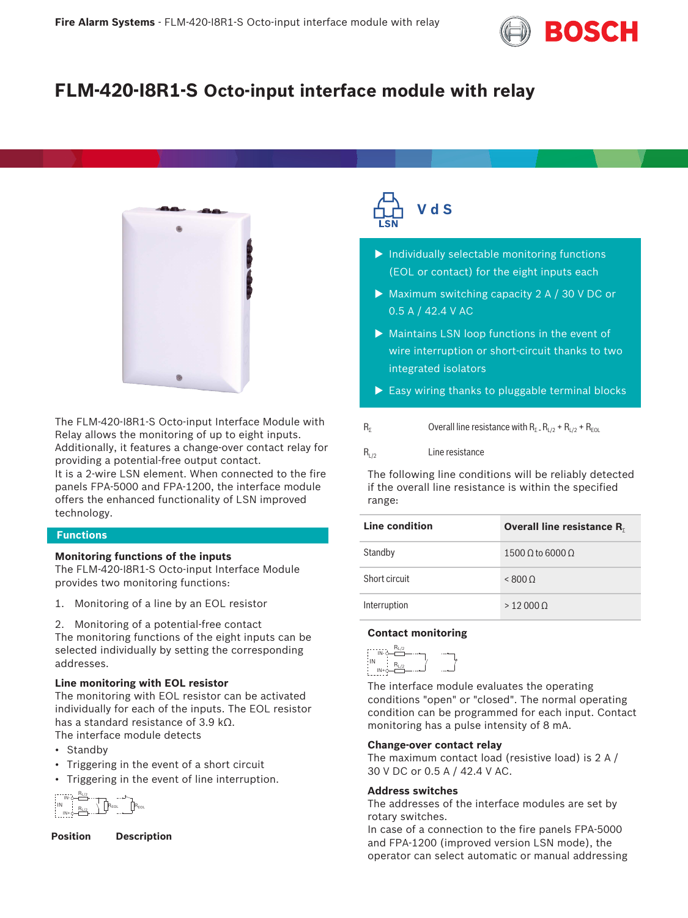# FLM-420-I8R1-S Octo-input interface module with relay

- Individually selectable monitoring functions (EOL or contact) for the eight inputs each
- Maximum switching capacity 2 A / 30 V DC or 0.5 A / 42.4 V AC
- Maintains LSN loop functions in the event of wire interruption or short-circuit thanks to two integrated isolators
- Easy wiring thanks to pluggable terminal blocks

The FLM-420-I8R1-S Octo-input Interface Module with Relay allows the monitoring of up to eight inputs. Additionally, it features a change-over contact relay for providing a potential-free output contact.
It is a 2-wire LSN element. When connected to the fire panels FPA-5000 and FPA-1200, the interface module offers the enhanced functionality of LSN improved technology.

## Functions

### Monitoring functions of the inputs

The FLM-420-I8R1-S Octo-input Interface Module provides two monitoring functions:

1. Monitoring of a line by an EOL resistor
2. Monitoring of a potential-free contact

The monitoring functions of the eight inputs can be selected individually by setting the corresponding addresses.

### Line monitoring with EOL resistor

The monitoring with EOL resistor can be activated individually for each of the inputs. The EOL resistor has a standard resistance of 3.9 kΩ.
The interface module detects

- Standby
- Triggering in the event of a short circuit
- Triggering in the event of line interruption.

| Position | Description |
| --- | --- |
| $R_{\Sigma}$ | Overall line resistance with $R_{\Sigma} = R_{L/2} + R_{L/2} + R_{EOL}$ |
| $R_{L/2}$ | Line resistance |

The following line conditions will be reliably detected if the overall line resistance is within the specified range:

| Line condition | Overall line resistance $R_{\Sigma}$ |
| --- | --- |
| Standby | 1500 Ω to 6000 Ω |
| Short circuit | < 800 Ω |
| Interruption | > 12 000 Ω |

### Contact monitoring

The interface module evaluates the operating conditions "open" or "closed". The normal operating condition can be programmed for each input. Contact monitoring has a pulse intensity of 8 mA.

### Change-over contact relay

The maximum contact load (resistive load) is 2 A / 30 V DC or 0.5 A / 42.4 V AC.

### Address switches

The addresses of the interface modules are set by rotary switches.
In case of a connection to the fire panels FPA-5000 and FPA-1200 (improved version LSN mode), the operator can select automatic or manual addressing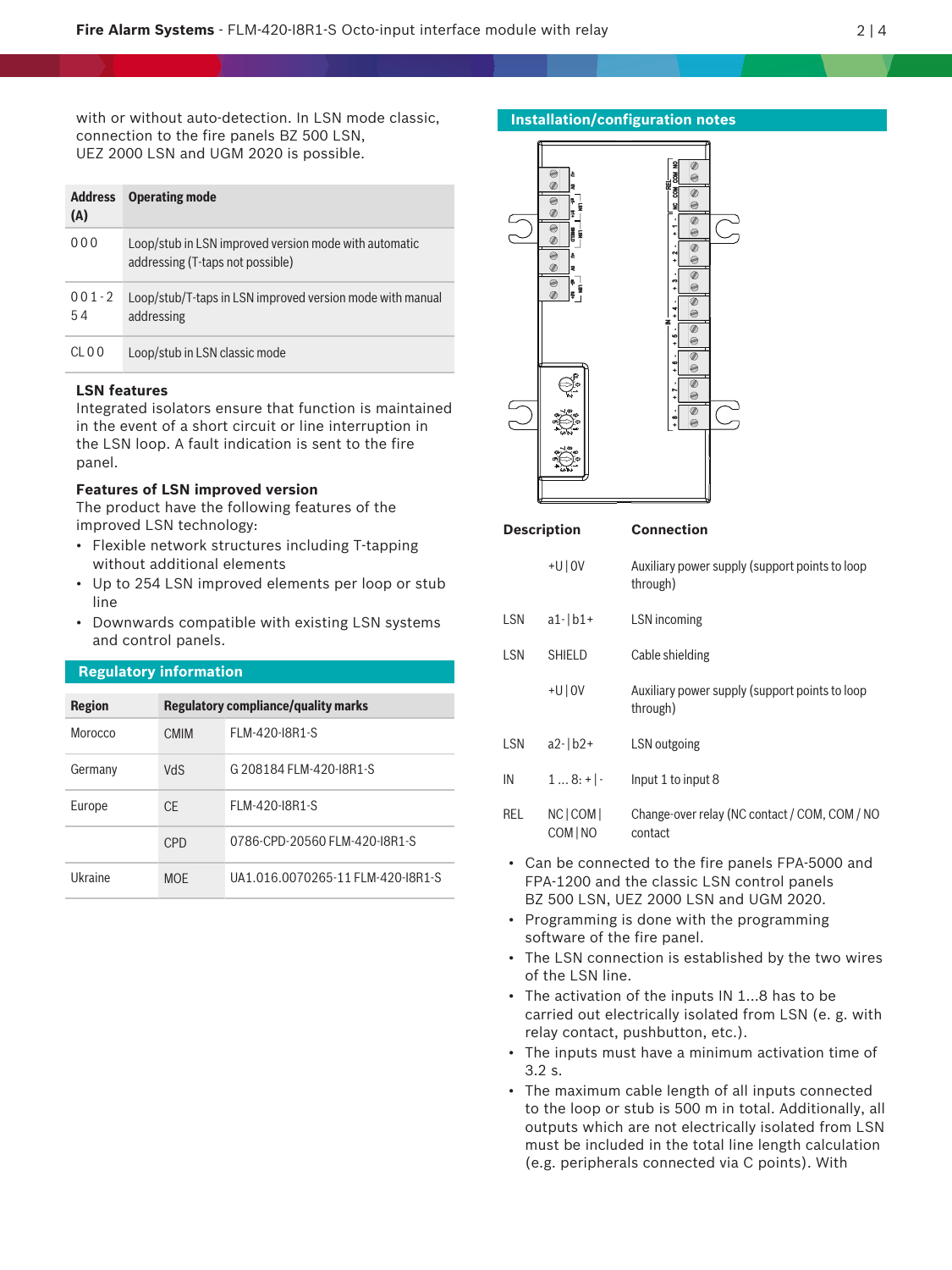with or without auto-detection. In LSN mode classic, connection to the fire panels BZ 500 LSN, UEZ 2000 LSN and UGM 2020 is possible.

| Address (A) | Operating mode |
| --- | --- |
| 0 0 0 | Loop/stub in LSN improved version mode with automatic addressing (T-taps not possible) |
| 0 0 1 - 2 5 4 | Loop/stub/T-taps in LSN improved version mode with manual addressing |
| CL 0 0 | Loop/stub in LSN classic mode |

**LSN features**
Integrated isolators ensure that function is maintained in the event of a short circuit or line interruption in the LSN loop. A fault indication is sent to the fire panel.

**Features of LSN improved version**
The product have the following features of the improved LSN technology:

- Flexible network structures including T-tapping without additional elements
- Up to 254 LSN improved elements per loop or stub line
- Downwards compatible with existing LSN systems and control panels.

## Regulatory information

| Region | Regulatory compliance/quality marks | |
| --- | --- | --- |
| Morocco | CMIM | FLM-420-I8R1-S |
| Germany | VdS | G 208184 FLM-420-I8R1-S |
| Europe | CE | FLM-420-I8R1-S |
| | CPD | 0786-CPD-20560 FLM-420-I8R1-S |
| Ukraine | MOE | UA1.016.0070265-11 FLM-420-I8R1-S |

## Installation/configuration notes

| Description | | Connection |
| --- | --- | --- |
| | +U \| 0V | Auxiliary power supply (support points to loop through) |
| LSN | a1- \| b1+ | LSN incoming |
| LSN | SHIELD | Cable shielding |
| | +U \| 0V | Auxiliary power supply (support points to loop through) |
| LSN | a2- \| b2+ | LSN outgoing |
| IN | 1 ... 8: + \| - | Input 1 to input 8 |
| REL | NC \| COM \| COM \| NO | Change-over relay (NC contact / COM, COM / NO contact |

- Can be connected to the fire panels FPA-5000 and FPA-1200 and the classic LSN control panels BZ 500 LSN, UEZ 2000 LSN and UGM 2020.
- Programming is done with the programming software of the fire panel.
- The LSN connection is established by the two wires of the LSN line.
- The activation of the inputs IN 1...8 has to be carried out electrically isolated from LSN (e. g. with relay contact, pushbutton, etc.).
- The inputs must have a minimum activation time of 3.2 s.
- The maximum cable length of all inputs connected to the loop or stub is 500 m in total. Additionally, all outputs which are not electrically isolated from LSN must be included in the total line length calculation (e.g. peripherals connected via C points). With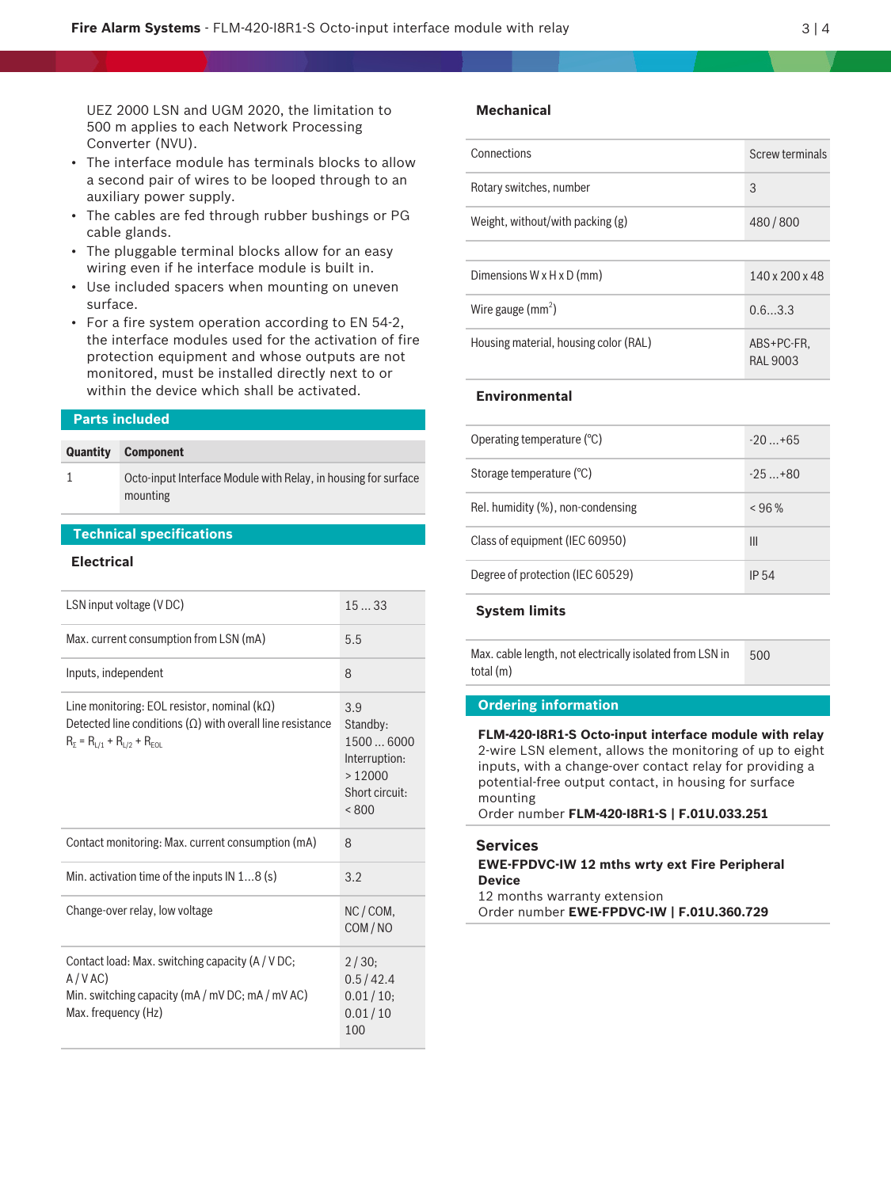UEZ 2000 LSN and UGM 2020, the limitation to 500 m applies to each Network Processing Converter (NVU).

- The interface module has terminals blocks to allow a second pair of wires to be looped through to an auxiliary power supply.
- The cables are fed through rubber bushings or PG cable glands.
- The pluggable terminal blocks allow for an easy wiring even if he interface module is built in.
- Use included spacers when mounting on uneven surface.
- For a fire system operation according to EN 54-2, the interface modules used for the activation of fire protection equipment and whose outputs are not monitored, must be installed directly next to or within the device which shall be activated.

## Parts included

| Quantity | Component |
| --- | --- |
| 1 | Octo-input Interface Module with Relay, in housing for surface mounting |

## Technical specifications

### Electrical

| | |
| --- | --- |
| LSN input voltage (V DC) | 15 ... 33 |
| Max. current consumption from LSN (mA) | 5.5 |
| Inputs, independent | 8 |
| Line monitoring: EOL resistor, nominal (kΩ)<br>Detected line conditions (Ω) with overall line resistance $R_{\Sigma} = R_{L/1} + R_{L/2} + R_{EOL}$ | 3.9<br>Standby: 1500 ... 6000<br>Interruption: > 12000<br>Short circuit: < 800 |
| Contact monitoring: Max. current consumption (mA) | 8 |
| Min. activation time of the inputs IN 1...8 (s) | 3.2 |
| Change-over relay, low voltage | NC / COM, COM / NO |
| Contact load: Max. switching capacity (A / V DC; A / V AC)<br>Min. switching capacity (mA / mV DC; mA / mV AC)<br>Max. frequency (Hz) | 2 / 30;<br>0.5 / 42.4<br>0.01 / 10;<br>0.01 / 10<br>100 |

### Mechanical

| | |
| --- | --- |
| Connections | Screw terminals |
| Rotary switches, number | 3 |
| Weight, without/with packing (g) | 480 / 800 |
| Dimensions W x H x D (mm) | 140 x 200 x 48 |
| Wire gauge (mm²) | 0.6...3.3 |
| Housing material, housing color (RAL) | ABS+PC-FR, RAL 9003 |

### Environmental

| | |
| --- | --- |
| Operating temperature (°C) | -20 ...+65 |
| Storage temperature (°C) | -25 ...+80 |
| Rel. humidity (%), non-condensing | < 96 % |
| Class of equipment (IEC 60950) | III |
| Degree of protection (IEC 60529) | IP 54 |

### System limits

| | |
| --- | --- |
| Max. cable length, not electrically isolated from LSN in total (m) | 500 |

## Ordering information

**FLM-420-I8R1-S Octo-input interface module with relay**
2-wire LSN element, allows the monitoring of up to eight inputs, with a change-over contact relay for providing a potential-free output contact, in housing for surface mounting
Order number **FLM-420-I8R1-S | F.01U.033.251**

### Services

**EWE-FPDVC-IW 12 mths wrty ext Fire Peripheral Device**
12 months warranty extension
Order number **EWE-FPDVC-IW | F.01U.360.729**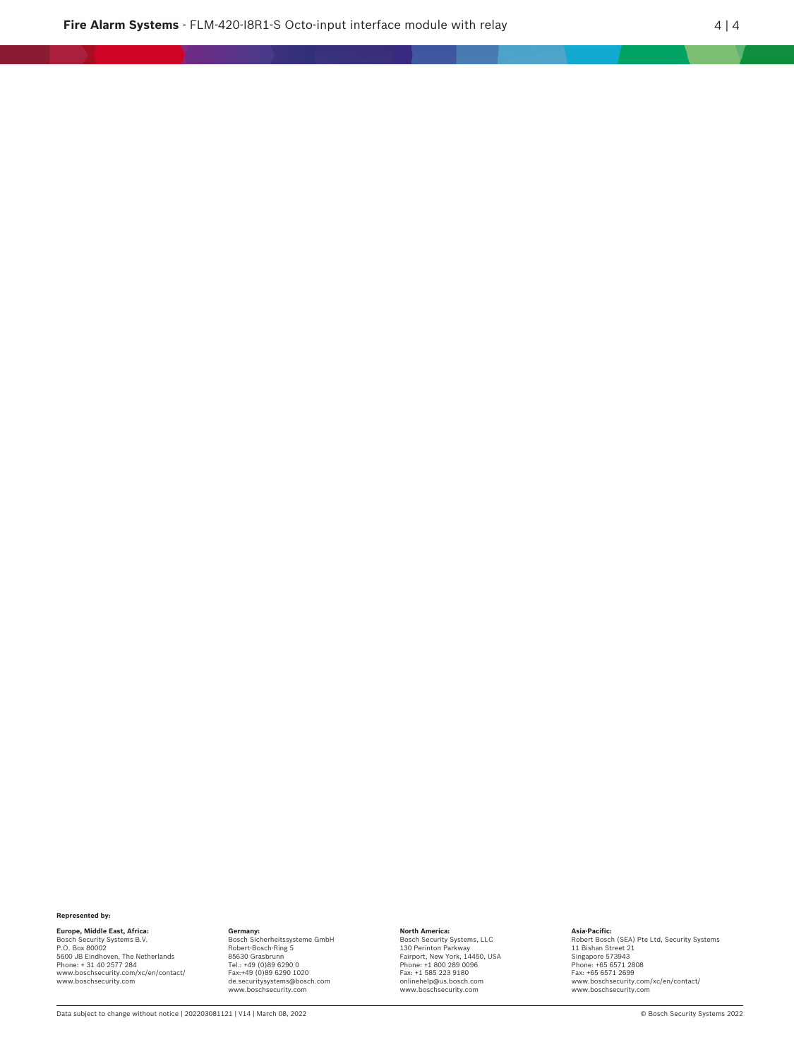**Represented by:**

**Europe, Middle East, Africa:**
Bosch Security Systems B.V.
P.O. Box 80002
5600 JB Eindhoven, The Netherlands
Phone: + 31 40 2577 284
www.boschsecurity.com/xc/en/contact/
www.boschsecurity.com

**Germany:**
Bosch Sicherheitssysteme GmbH
Robert-Bosch-Ring 5
85630 Grasbrunn
Tel.: +49 (0)89 6290 0
Fax:+49 (0)89 6290 1020
de.securitysystems@bosch.com
www.boschsecurity.com

**North America:**
Bosch Security Systems, LLC
130 Perinton Parkway
Fairport, New York, 14450, USA
Phone: +1 800 289 0096
Fax: +1 585 223 9180
onlinehelp@us.bosch.com
www.boschsecurity.com

**Asia-Pacific:**
Robert Bosch (SEA) Pte Ltd, Security Systems
11 Bishan Street 21
Singapore 573943
Phone: +65 6571 2808
Fax: +65 6571 2699
www.boschsecurity.com/xc/en/contact/
www.boschsecurity.com

Data subject to change without notice | 202203081121 | V14 | March 08, 2022

© Bosch Security Systems 2022